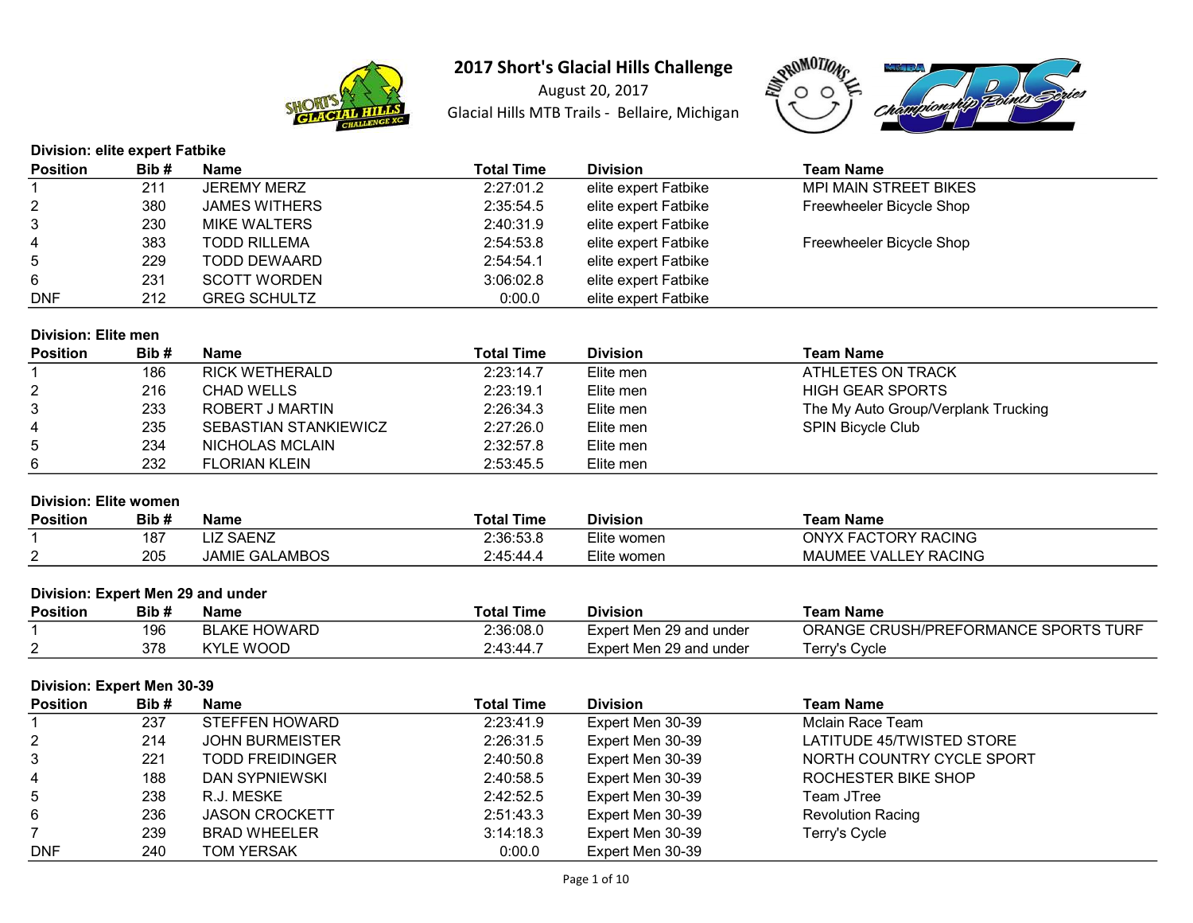# 2017 Short's Glacial Hills Challenge

August 20, 2017

Glacial Hills MTB Trails - Bellaire, Michigan

**Division: elite expert Fatbike**

| Position | Bib # | Name | Total Time | Division | Team Name |
|---|---|---|---|---|---|
| 1 | 211 | JEREMY MERZ | 2:27:01.2 | elite expert Fatbike | MPI MAIN STREET BIKES |
| 2 | 380 | JAMES WITHERS | 2:35:54.5 | elite expert Fatbike | Freewheeler Bicycle Shop |
| 3 | 230 | MIKE WALTERS | 2:40:31.9 | elite expert Fatbike | |
| 4 | 383 | TODD RILLEMA | 2:54:53.8 | elite expert Fatbike | Freewheeler Bicycle Shop |
| 5 | 229 | TODD DEWAARD | 2:54:54.1 | elite expert Fatbike | |
| 6 | 231 | SCOTT WORDEN | 3:06:02.8 | elite expert Fatbike | |
| DNF | 212 | GREG SCHULTZ | 0:00.0 | elite expert Fatbike | |

**Division: Elite men**

| Position | Bib # | Name | Total Time | Division | Team Name |
|---|---|---|---|---|---|
| 1 | 186 | RICK WETHERALD | 2:23:14.7 | Elite men | ATHLETES ON TRACK |
| 2 | 216 | CHAD WELLS | 2:23:19.1 | Elite men | HIGH GEAR SPORTS |
| 3 | 233 | ROBERT J MARTIN | 2:26:34.3 | Elite men | The My Auto Group/Verplank Trucking |
| 4 | 235 | SEBASTIAN STANKIEWICZ | 2:27:26.0 | Elite men | SPIN Bicycle Club |
| 5 | 234 | NICHOLAS MCLAIN | 2:32:57.8 | Elite men | |
| 6 | 232 | FLORIAN KLEIN | 2:53:45.5 | Elite men | |

**Division: Elite women**

| Position | Bib # | Name | Total Time | Division | Team Name |
|---|---|---|---|---|---|
| 1 | 187 | LIZ SAENZ | 2:36:53.8 | Elite women | ONYX FACTORY RACING |
| 2 | 205 | JAMIE GALAMBOS | 2:45:44.4 | Elite women | MAUMEE VALLEY RACING |

**Division: Expert Men 29 and under**

| Position | Bib # | Name | Total Time | Division | Team Name |
|---|---|---|---|---|---|
| 1 | 196 | BLAKE HOWARD | 2:36:08.0 | Expert Men 29 and under | ORANGE CRUSH/PREFORMANCE SPORTS TURF |
| 2 | 378 | KYLE WOOD | 2:43:44.7 | Expert Men 29 and under | Terry's Cycle |

**Division: Expert Men 30-39**

| Position | Bib # | Name | Total Time | Division | Team Name |
|---|---|---|---|---|---|
| 1 | 237 | STEFFEN HOWARD | 2:23:41.9 | Expert Men 30-39 | Mclain Race Team |
| 2 | 214 | JOHN BURMEISTER | 2:26:31.5 | Expert Men 30-39 | LATITUDE 45/TWISTED STORE |
| 3 | 221 | TODD FREIDINGER | 2:40:50.8 | Expert Men 30-39 | NORTH COUNTRY CYCLE SPORT |
| 4 | 188 | DAN SYPNIEWSKI | 2:40:58.5 | Expert Men 30-39 | ROCHESTER BIKE SHOP |
| 5 | 238 | R.J. MESKE | 2:42:52.5 | Expert Men 30-39 | Team JTree |
| 6 | 236 | JASON CROCKETT | 2:51:43.3 | Expert Men 30-39 | Revolution Racing |
| 7 | 239 | BRAD WHEELER | 3:14:18.3 | Expert Men 30-39 | Terry's Cycle |
| DNF | 240 | TOM YERSAK | 0:00.0 | Expert Men 30-39 | |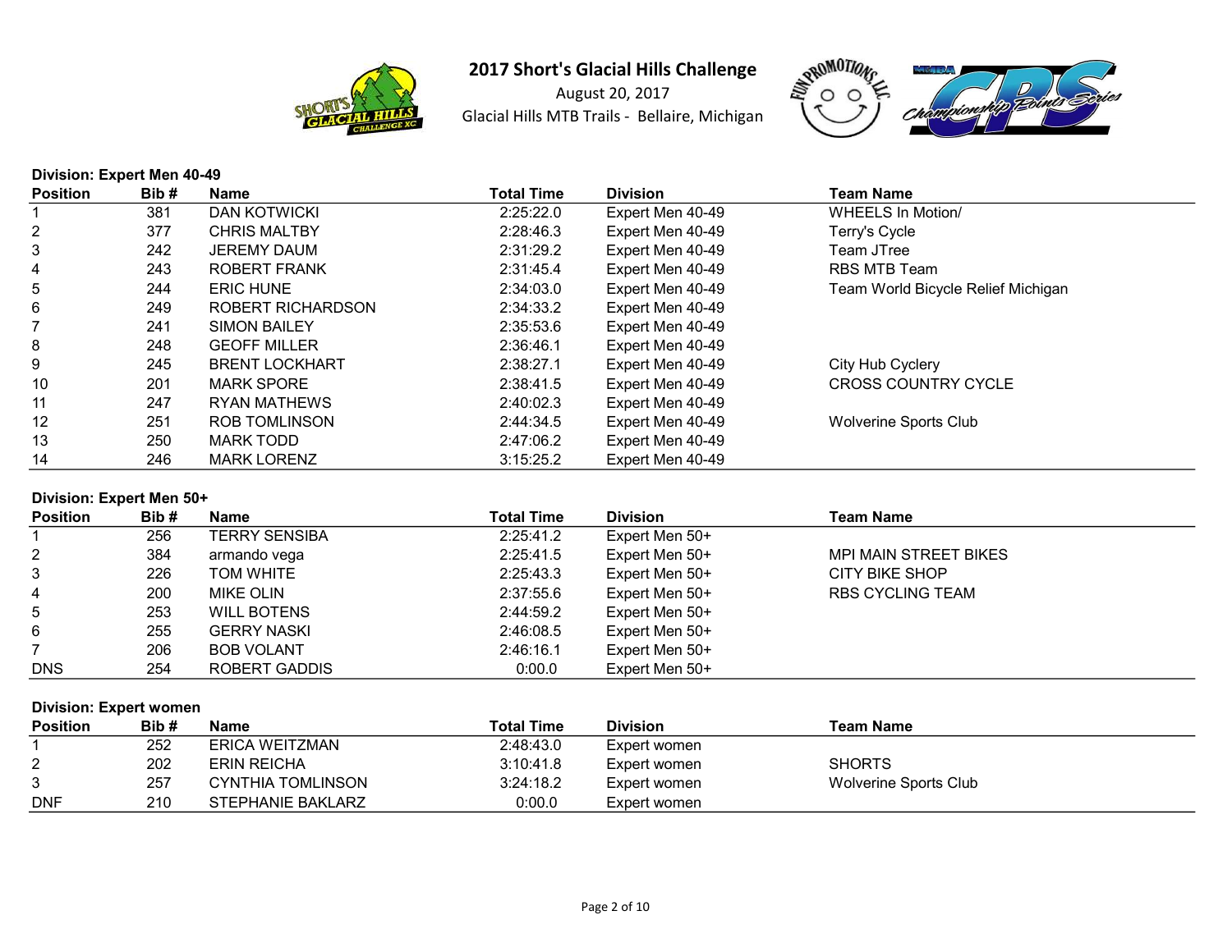# 2017 Short's Glacial Hills Challenge

August 20, 2017

Glacial Hills MTB Trails - Bellaire, Michigan

**Division: Expert Men 40-49**

| Position | Bib # | Name | Total Time | Division | Team Name |
|---|---|---|---|---|---|
| 1 | 381 | DAN KOTWICKI | 2:25:22.0 | Expert Men 40-49 | WHEELS In Motion/ |
| 2 | 377 | CHRIS MALTBY | 2:28:46.3 | Expert Men 40-49 | Terry's Cycle |
| 3 | 242 | JEREMY DAUM | 2:31:29.2 | Expert Men 40-49 | Team JTree |
| 4 | 243 | ROBERT FRANK | 2:31:45.4 | Expert Men 40-49 | RBS MTB Team |
| 5 | 244 | ERIC HUNE | 2:34:03.0 | Expert Men 40-49 | Team World Bicycle Relief Michigan |
| 6 | 249 | ROBERT RICHARDSON | 2:34:33.2 | Expert Men 40-49 | |
| 7 | 241 | SIMON BAILEY | 2:35:53.6 | Expert Men 40-49 | |
| 8 | 248 | GEOFF MILLER | 2:36:46.1 | Expert Men 40-49 | |
| 9 | 245 | BRENT LOCKHART | 2:38:27.1 | Expert Men 40-49 | City Hub Cyclery |
| 10 | 201 | MARK SPORE | 2:38:41.5 | Expert Men 40-49 | CROSS COUNTRY CYCLE |
| 11 | 247 | RYAN MATHEWS | 2:40:02.3 | Expert Men 40-49 | |
| 12 | 251 | ROB TOMLINSON | 2:44:34.5 | Expert Men 40-49 | Wolverine Sports Club |
| 13 | 250 | MARK TODD | 2:47:06.2 | Expert Men 40-49 | |
| 14 | 246 | MARK LORENZ | 3:15:25.2 | Expert Men 40-49 | |

**Division: Expert Men 50+**

| Position | Bib # | Name | Total Time | Division | Team Name |
|---|---|---|---|---|---|
| 1 | 256 | TERRY SENSIBA | 2:25:41.2 | Expert Men 50+ | |
| 2 | 384 | armando vega | 2:25:41.5 | Expert Men 50+ | MPI MAIN STREET BIKES |
| 3 | 226 | TOM WHITE | 2:25:43.3 | Expert Men 50+ | CITY BIKE SHOP |
| 4 | 200 | MIKE OLIN | 2:37:55.6 | Expert Men 50+ | RBS CYCLING TEAM |
| 5 | 253 | WILL BOTENS | 2:44:59.2 | Expert Men 50+ | |
| 6 | 255 | GERRY NASKI | 2:46:08.5 | Expert Men 50+ | |
| 7 | 206 | BOB VOLANT | 2:46:16.1 | Expert Men 50+ | |
| DNS | 254 | ROBERT GADDIS | 0:00.0 | Expert Men 50+ | |

**Division: Expert women**

| Position | Bib # | Name | Total Time | Division | Team Name |
|---|---|---|---|---|---|
| 1 | 252 | ERICA WEITZMAN | 2:48:43.0 | Expert women | |
| 2 | 202 | ERIN REICHA | 3:10:41.8 | Expert women | SHORTS |
| 3 | 257 | CYNTHIA TOMLINSON | 3:24:18.2 | Expert women | Wolverine Sports Club |
| DNF | 210 | STEPHANIE BAKLARZ | 0:00.0 | Expert women | |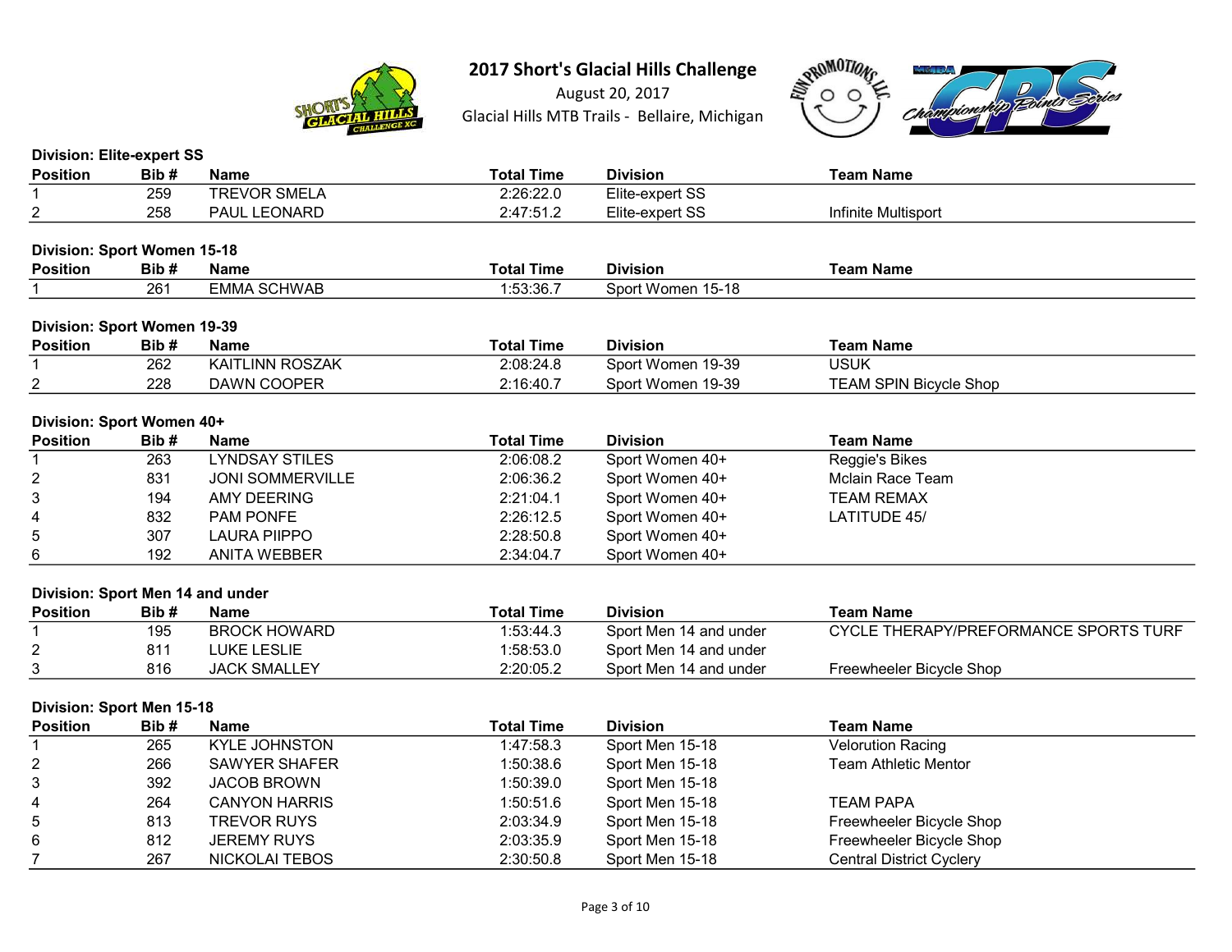# 2017 Short's Glacial Hills Challenge

August 20, 2017

Glacial Hills MTB Trails - Bellaire, Michigan

**Division: Elite-expert SS**

| Position | Bib # | Name | Total Time | Division | Team Name |
|---|---|---|---|---|---|
| 1 | 259 | TREVOR SMELA | 2:26:22.0 | Elite-expert SS | |
| 2 | 258 | PAUL LEONARD | 2:47:51.2 | Elite-expert SS | Infinite Multisport |

**Division: Sport Women 15-18**

| Position | Bib # | Name | Total Time | Division | Team Name |
|---|---|---|---|---|---|
| 1 | 261 | EMMA SCHWAB | 1:53:36.7 | Sport Women 15-18 | |

**Division: Sport Women 19-39**

| Position | Bib # | Name | Total Time | Division | Team Name |
|---|---|---|---|---|---|
| 1 | 262 | KAITLINN ROSZAK | 2:08:24.8 | Sport Women 19-39 | USUK |
| 2 | 228 | DAWN COOPER | 2:16:40.7 | Sport Women 19-39 | TEAM SPIN Bicycle Shop |

**Division: Sport Women 40+**

| Position | Bib # | Name | Total Time | Division | Team Name |
|---|---|---|---|---|---|
| 1 | 263 | LYNDSAY STILES | 2:06:08.2 | Sport Women 40+ | Reggie's Bikes |
| 2 | 831 | JONI SOMMERVILLE | 2:06:36.2 | Sport Women 40+ | Mclain Race Team |
| 3 | 194 | AMY DEERING | 2:21:04.1 | Sport Women 40+ | TEAM REMAX |
| 4 | 832 | PAM PONFE | 2:26:12.5 | Sport Women 40+ | LATITUDE 45/ |
| 5 | 307 | LAURA PIIPPO | 2:28:50.8 | Sport Women 40+ | |
| 6 | 192 | ANITA WEBBER | 2:34:04.7 | Sport Women 40+ | |

**Division: Sport Men 14 and under**

| Position | Bib # | Name | Total Time | Division | Team Name |
|---|---|---|---|---|---|
| 1 | 195 | BROCK HOWARD | 1:53:44.3 | Sport Men 14 and under | CYCLE THERAPY/PREFORMANCE SPORTS TURF |
| 2 | 811 | LUKE LESLIE | 1:58:53.0 | Sport Men 14 and under | |
| 3 | 816 | JACK SMALLEY | 2:20:05.2 | Sport Men 14 and under | Freewheeler Bicycle Shop |

**Division: Sport Men 15-18**

| Position | Bib # | Name | Total Time | Division | Team Name |
|---|---|---|---|---|---|
| 1 | 265 | KYLE JOHNSTON | 1:47:58.3 | Sport Men 15-18 | Velorution Racing |
| 2 | 266 | SAWYER SHAFER | 1:50:38.6 | Sport Men 15-18 | Team Athletic Mentor |
| 3 | 392 | JACOB BROWN | 1:50:39.0 | Sport Men 15-18 | |
| 4 | 264 | CANYON HARRIS | 1:50:51.6 | Sport Men 15-18 | TEAM PAPA |
| 5 | 813 | TREVOR RUYS | 2:03:34.9 | Sport Men 15-18 | Freewheeler Bicycle Shop |
| 6 | 812 | JEREMY RUYS | 2:03:35.9 | Sport Men 15-18 | Freewheeler Bicycle Shop |
| 7 | 267 | NICKOLAI TEBOS | 2:30:50.8 | Sport Men 15-18 | Central District Cyclery |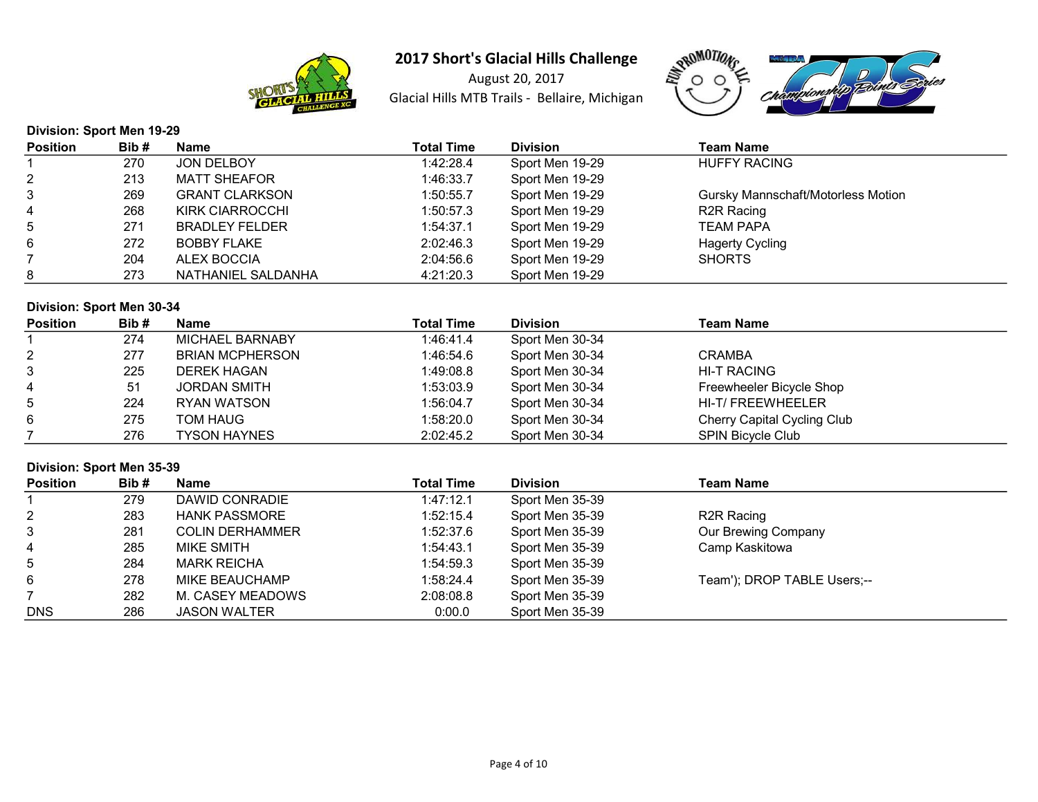# 2017 Short's Glacial Hills Challenge

August 20, 2017

Glacial Hills MTB Trails - Bellaire, Michigan

**Division: Sport Men 19-29**

| Position | Bib # | Name | Total Time | Division | Team Name |
|---|---|---|---|---|---|
| 1 | 270 | JON DELBOY | 1:42:28.4 | Sport Men 19-29 | HUFFY RACING |
| 2 | 213 | MATT SHEAFOR | 1:46:33.7 | Sport Men 19-29 | |
| 3 | 269 | GRANT CLARKSON | 1:50:55.7 | Sport Men 19-29 | Gursky Mannschaft/Motorless Motion |
| 4 | 268 | KIRK CIARROCCHI | 1:50:57.3 | Sport Men 19-29 | R2R Racing |
| 5 | 271 | BRADLEY FELDER | 1:54:37.1 | Sport Men 19-29 | TEAM PAPA |
| 6 | 272 | BOBBY FLAKE | 2:02:46.3 | Sport Men 19-29 | Hagerty Cycling |
| 7 | 204 | ALEX BOCCIA | 2:04:56.6 | Sport Men 19-29 | SHORTS |
| 8 | 273 | NATHANIEL SALDANHA | 4:21:20.3 | Sport Men 19-29 | |

**Division: Sport Men 30-34**

| Position | Bib # | Name | Total Time | Division | Team Name |
|---|---|---|---|---|---|
| 1 | 274 | MICHAEL BARNABY | 1:46:41.4 | Sport Men 30-34 | |
| 2 | 277 | BRIAN MCPHERSON | 1:46:54.6 | Sport Men 30-34 | CRAMBA |
| 3 | 225 | DEREK HAGAN | 1:49:08.8 | Sport Men 30-34 | HI-T RACING |
| 4 | 51 | JORDAN SMITH | 1:53:03.9 | Sport Men 30-34 | Freewheeler Bicycle Shop |
| 5 | 224 | RYAN WATSON | 1:56:04.7 | Sport Men 30-34 | HI-T/ FREEWHEELER |
| 6 | 275 | TOM HAUG | 1:58:20.0 | Sport Men 30-34 | Cherry Capital Cycling Club |
| 7 | 276 | TYSON HAYNES | 2:02:45.2 | Sport Men 30-34 | SPIN Bicycle Club |

**Division: Sport Men 35-39**

| Position | Bib # | Name | Total Time | Division | Team Name |
|---|---|---|---|---|---|
| 1 | 279 | DAWID CONRADIE | 1:47:12.1 | Sport Men 35-39 | |
| 2 | 283 | HANK PASSMORE | 1:52:15.4 | Sport Men 35-39 | R2R Racing |
| 3 | 281 | COLIN DERHAMMER | 1:52:37.6 | Sport Men 35-39 | Our Brewing Company |
| 4 | 285 | MIKE SMITH | 1:54:43.1 | Sport Men 35-39 | Camp Kaskitowa |
| 5 | 284 | MARK REICHA | 1:54:59.3 | Sport Men 35-39 | |
| 6 | 278 | MIKE BEAUCHAMP | 1:58:24.4 | Sport Men 35-39 | Team'); DROP TABLE Users;-- |
| 7 | 282 | M. CASEY MEADOWS | 2:08:08.8 | Sport Men 35-39 | |
| DNS | 286 | JASON WALTER | 0:00.0 | Sport Men 35-39 | |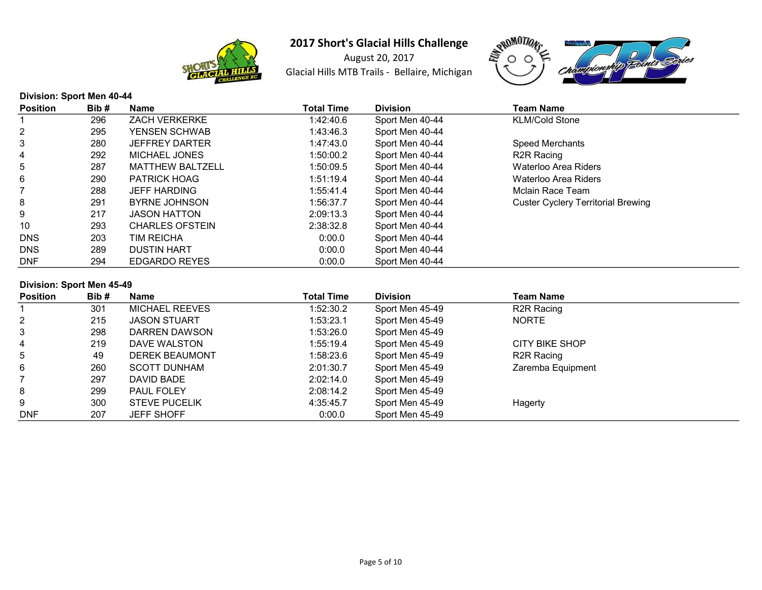# 2017 Short's Glacial Hills Challenge

August 20, 2017

Glacial Hills MTB Trails - Bellaire, Michigan

**Division: Sport Men 40-44**

| Position | Bib # | Name | Total Time | Division | Team Name |
|---|---|---|---|---|---|
| 1 | 296 | ZACH VERKERKE | 1:42:40.6 | Sport Men 40-44 | KLM/Cold Stone |
| 2 | 295 | YENSEN SCHWAB | 1:43:46.3 | Sport Men 40-44 | |
| 3 | 280 | JEFFREY DARTER | 1:47:43.0 | Sport Men 40-44 | Speed Merchants |
| 4 | 292 | MICHAEL JONES | 1:50:00.2 | Sport Men 40-44 | R2R Racing |
| 5 | 287 | MATTHEW BALTZELL | 1:50:09.5 | Sport Men 40-44 | Waterloo Area Riders |
| 6 | 290 | PATRICK HOAG | 1:51:19.4 | Sport Men 40-44 | Waterloo Area Riders |
| 7 | 288 | JEFF HARDING | 1:55:41.4 | Sport Men 40-44 | Mclain Race Team |
| 8 | 291 | BYRNE JOHNSON | 1:56:37.7 | Sport Men 40-44 | Custer Cyclery Territorial Brewing |
| 9 | 217 | JASON HATTON | 2:09:13.3 | Sport Men 40-44 | |
| 10 | 293 | CHARLES OFSTEIN | 2:38:32.8 | Sport Men 40-44 | |
| DNS | 203 | TIM REICHA | 0:00.0 | Sport Men 40-44 | |
| DNS | 289 | DUSTIN HART | 0:00.0 | Sport Men 40-44 | |
| DNF | 294 | EDGARDO REYES | 0:00.0 | Sport Men 40-44 | |

**Division: Sport Men 45-49**

| Position | Bib # | Name | Total Time | Division | Team Name |
|---|---|---|---|---|---|
| 1 | 301 | MICHAEL REEVES | 1:52:30.2 | Sport Men 45-49 | R2R Racing |
| 2 | 215 | JASON STUART | 1:53:23.1 | Sport Men 45-49 | NORTE |
| 3 | 298 | DARREN DAWSON | 1:53:26.0 | Sport Men 45-49 | |
| 4 | 219 | DAVE WALSTON | 1:55:19.4 | Sport Men 45-49 | CITY BIKE SHOP |
| 5 | 49 | DEREK BEAUMONT | 1:58:23.6 | Sport Men 45-49 | R2R Racing |
| 6 | 260 | SCOTT DUNHAM | 2:01:30.7 | Sport Men 45-49 | Zaremba Equipment |
| 7 | 297 | DAVID BADE | 2:02:14.0 | Sport Men 45-49 | |
| 8 | 299 | PAUL FOLEY | 2:08:14.2 | Sport Men 45-49 | |
| 9 | 300 | STEVE PUCELIK | 4:35:45.7 | Sport Men 45-49 | Hagerty |
| DNF | 207 | JEFF SHOFF | 0:00.0 | Sport Men 45-49 | |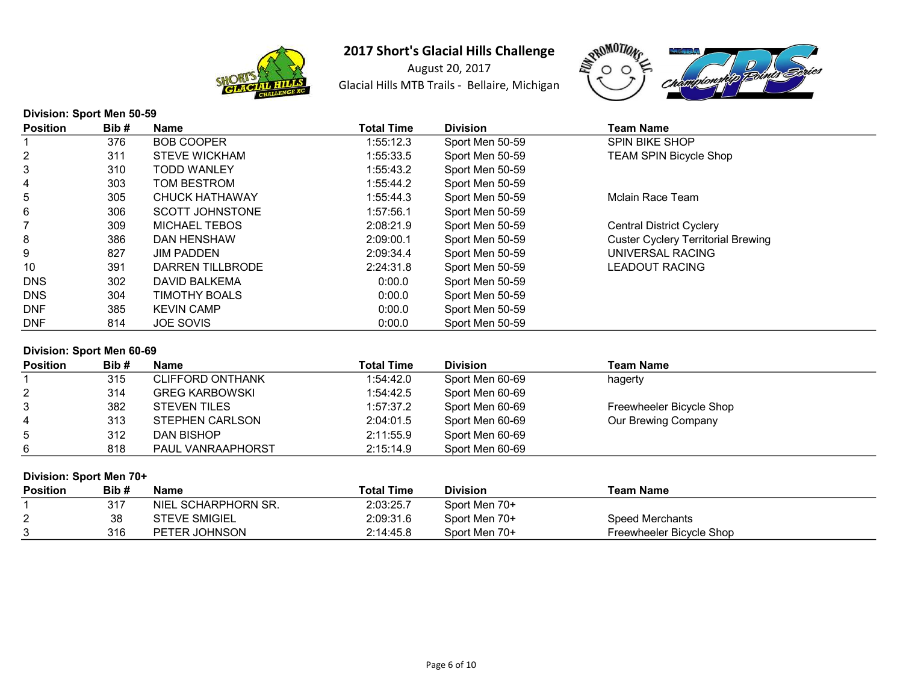# 2017 Short's Glacial Hills Challenge

August 20, 2017

Glacial Hills MTB Trails - Bellaire, Michigan

**Division: Sport Men 50-59**

| Position | Bib # | Name | Total Time | Division | Team Name |
|---|---|---|---|---|---|
| 1 | 376 | BOB COOPER | 1:55:12.3 | Sport Men 50-59 | SPIN BIKE SHOP |
| 2 | 311 | STEVE WICKHAM | 1:55:33.5 | Sport Men 50-59 | TEAM SPIN Bicycle Shop |
| 3 | 310 | TODD WANLEY | 1:55:43.2 | Sport Men 50-59 | |
| 4 | 303 | TOM BESTROM | 1:55:44.2 | Sport Men 50-59 | |
| 5 | 305 | CHUCK HATHAWAY | 1:55:44.3 | Sport Men 50-59 | Mclain Race Team |
| 6 | 306 | SCOTT JOHNSTONE | 1:57:56.1 | Sport Men 50-59 | |
| 7 | 309 | MICHAEL TEBOS | 2:08:21.9 | Sport Men 50-59 | Central District Cyclery |
| 8 | 386 | DAN HENSHAW | 2:09:00.1 | Sport Men 50-59 | Custer Cyclery Territorial Brewing |
| 9 | 827 | JIM PADDEN | 2:09:34.4 | Sport Men 50-59 | UNIVERSAL RACING |
| 10 | 391 | DARREN TILLBRODE | 2:24:31.8 | Sport Men 50-59 | LEADOUT RACING |
| DNS | 302 | DAVID BALKEMA | 0:00.0 | Sport Men 50-59 | |
| DNS | 304 | TIMOTHY BOALS | 0:00.0 | Sport Men 50-59 | |
| DNF | 385 | KEVIN CAMP | 0:00.0 | Sport Men 50-59 | |
| DNF | 814 | JOE SOVIS | 0:00.0 | Sport Men 50-59 | |

**Division: Sport Men 60-69**

| Position | Bib # | Name | Total Time | Division | Team Name |
|---|---|---|---|---|---|
| 1 | 315 | CLIFFORD ONTHANK | 1:54:42.0 | Sport Men 60-69 | hagerty |
| 2 | 314 | GREG KARBOWSKI | 1:54:42.5 | Sport Men 60-69 | |
| 3 | 382 | STEVEN TILES | 1:57:37.2 | Sport Men 60-69 | Freewheeler Bicycle Shop |
| 4 | 313 | STEPHEN CARLSON | 2:04:01.5 | Sport Men 60-69 | Our Brewing Company |
| 5 | 312 | DAN BISHOP | 2:11:55.9 | Sport Men 60-69 | |
| 6 | 818 | PAUL VANRAAPHORST | 2:15:14.9 | Sport Men 60-69 | |

**Division: Sport Men 70+**

| Position | Bib # | Name | Total Time | Division | Team Name |
|---|---|---|---|---|---|
| 1 | 317 | NIEL SCHARPHORN SR. | 2:03:25.7 | Sport Men 70+ | |
| 2 | 38 | STEVE SMIGIEL | 2:09:31.6 | Sport Men 70+ | Speed Merchants |
| 3 | 316 | PETER JOHNSON | 2:14:45.8 | Sport Men 70+ | Freewheeler Bicycle Shop |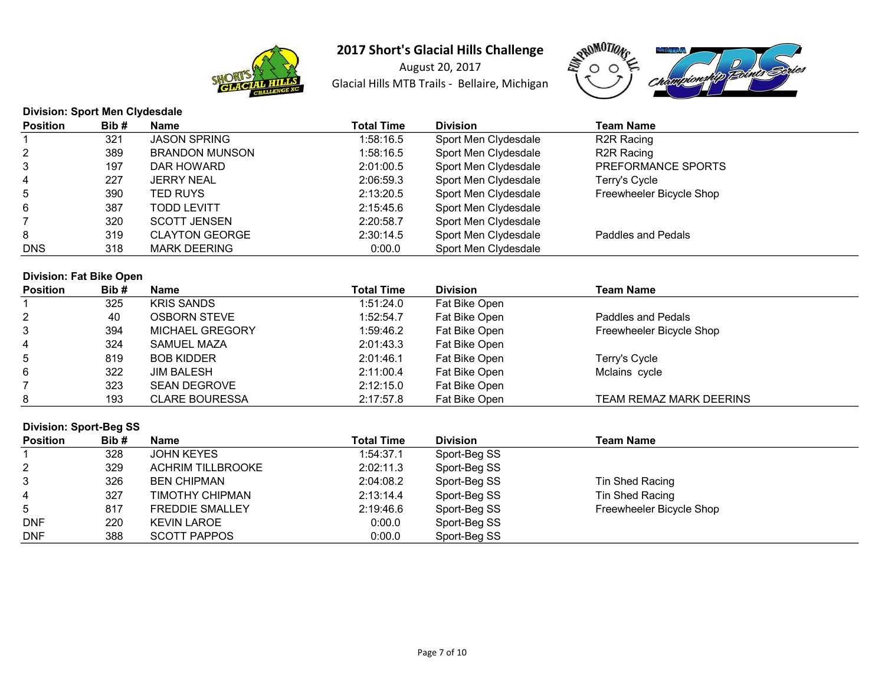# 2017 Short's Glacial Hills Challenge

August 20, 2017

Glacial Hills MTB Trails - Bellaire, Michigan

**Division: Sport Men Clydesdale**

| Position | Bib # | Name | Total Time | Division | Team Name |
|---|---|---|---|---|---|
| 1 | 321 | JASON SPRING | 1:58:16.5 | Sport Men Clydesdale | R2R Racing |
| 2 | 389 | BRANDON MUNSON | 1:58:16.5 | Sport Men Clydesdale | R2R Racing |
| 3 | 197 | DAR HOWARD | 2:01:00.5 | Sport Men Clydesdale | PREFORMANCE SPORTS |
| 4 | 227 | JERRY NEAL | 2:06:59.3 | Sport Men Clydesdale | Terry's Cycle |
| 5 | 390 | TED RUYS | 2:13:20.5 | Sport Men Clydesdale | Freewheeler Bicycle Shop |
| 6 | 387 | TODD LEVITT | 2:15:45.6 | Sport Men Clydesdale | |
| 7 | 320 | SCOTT JENSEN | 2:20:58.7 | Sport Men Clydesdale | |
| 8 | 319 | CLAYTON GEORGE | 2:30:14.5 | Sport Men Clydesdale | Paddles and Pedals |
| DNS | 318 | MARK DEERING | 0:00.0 | Sport Men Clydesdale | |

**Division: Fat Bike Open**

| Position | Bib # | Name | Total Time | Division | Team Name |
|---|---|---|---|---|---|
| 1 | 325 | KRIS SANDS | 1:51:24.0 | Fat Bike Open | |
| 2 | 40 | OSBORN STEVE | 1:52:54.7 | Fat Bike Open | Paddles and Pedals |
| 3 | 394 | MICHAEL GREGORY | 1:59:46.2 | Fat Bike Open | Freewheeler Bicycle Shop |
| 4 | 324 | SAMUEL MAZA | 2:01:43.3 | Fat Bike Open | |
| 5 | 819 | BOB KIDDER | 2:01:46.1 | Fat Bike Open | Terry's Cycle |
| 6 | 322 | JIM BALESH | 2:11:00.4 | Fat Bike Open | Mclains cycle |
| 7 | 323 | SEAN DEGROVE | 2:12:15.0 | Fat Bike Open | |
| 8 | 193 | CLARE BOURESSA | 2:17:57.8 | Fat Bike Open | TEAM REMAZ MARK DEERINS |

**Division: Sport-Beg SS**

| Position | Bib # | Name | Total Time | Division | Team Name |
|---|---|---|---|---|---|
| 1 | 328 | JOHN KEYES | 1:54:37.1 | Sport-Beg SS | |
| 2 | 329 | ACHRIM TILLBROOKE | 2:02:11.3 | Sport-Beg SS | |
| 3 | 326 | BEN CHIPMAN | 2:04:08.2 | Sport-Beg SS | Tin Shed Racing |
| 4 | 327 | TIMOTHY CHIPMAN | 2:13:14.4 | Sport-Beg SS | Tin Shed Racing |
| 5 | 817 | FREDDIE SMALLEY | 2:19:46.6 | Sport-Beg SS | Freewheeler Bicycle Shop |
| DNF | 220 | KEVIN LAROE | 0:00.0 | Sport-Beg SS | |
| DNF | 388 | SCOTT PAPPOS | 0:00.0 | Sport-Beg SS | |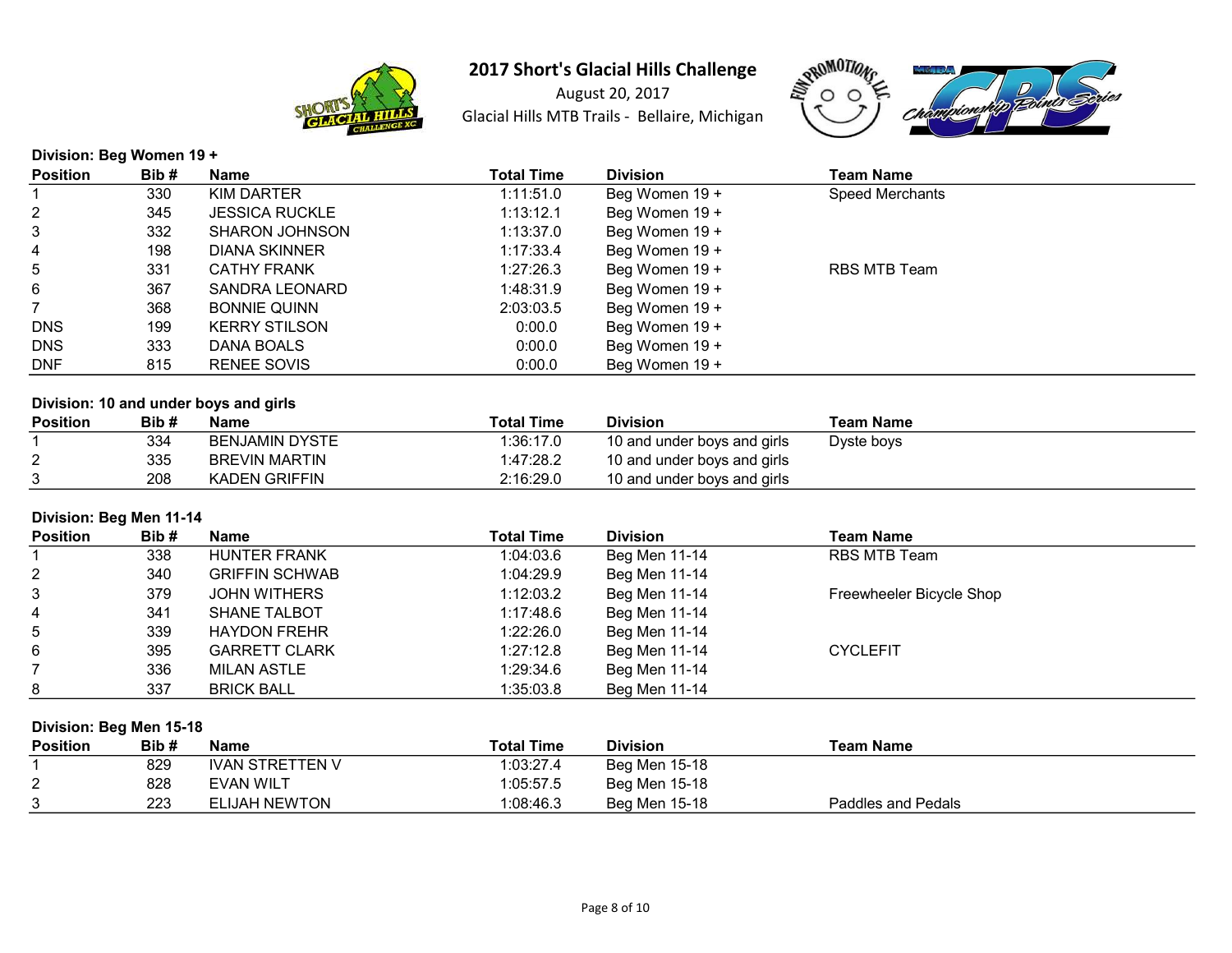# 2017 Short's Glacial Hills Challenge

August 20, 2017

Glacial Hills MTB Trails - Bellaire, Michigan

**Division: Beg Women 19 +**

| Position | Bib # | Name | Total Time | Division | Team Name |
|---|---|---|---|---|---|
| 1 | 330 | KIM DARTER | 1:11:51.0 | Beg Women 19 + | Speed Merchants |
| 2 | 345 | JESSICA RUCKLE | 1:13:12.1 | Beg Women 19 + | |
| 3 | 332 | SHARON JOHNSON | 1:13:37.0 | Beg Women 19 + | |
| 4 | 198 | DIANA SKINNER | 1:17:33.4 | Beg Women 19 + | |
| 5 | 331 | CATHY FRANK | 1:27:26.3 | Beg Women 19 + | RBS MTB Team |
| 6 | 367 | SANDRA LEONARD | 1:48:31.9 | Beg Women 19 + | |
| 7 | 368 | BONNIE QUINN | 2:03:03.5 | Beg Women 19 + | |
| DNS | 199 | KERRY STILSON | 0:00.0 | Beg Women 19 + | |
| DNS | 333 | DANA BOALS | 0:00.0 | Beg Women 19 + | |
| DNF | 815 | RENEE SOVIS | 0:00.0 | Beg Women 19 + | |

**Division: 10 and under boys and girls**

| Position | Bib # | Name | Total Time | Division | Team Name |
|---|---|---|---|---|---|
| 1 | 334 | BENJAMIN DYSTE | 1:36:17.0 | 10 and under boys and girls | Dyste boys |
| 2 | 335 | BREVIN MARTIN | 1:47:28.2 | 10 and under boys and girls | |
| 3 | 208 | KADEN GRIFFIN | 2:16:29.0 | 10 and under boys and girls | |

**Division: Beg Men 11-14**

| Position | Bib # | Name | Total Time | Division | Team Name |
|---|---|---|---|---|---|
| 1 | 338 | HUNTER FRANK | 1:04:03.6 | Beg Men 11-14 | RBS MTB Team |
| 2 | 340 | GRIFFIN SCHWAB | 1:04:29.9 | Beg Men 11-14 | |
| 3 | 379 | JOHN WITHERS | 1:12:03.2 | Beg Men 11-14 | Freewheeler Bicycle Shop |
| 4 | 341 | SHANE TALBOT | 1:17:48.6 | Beg Men 11-14 | |
| 5 | 339 | HAYDON FREHR | 1:22:26.0 | Beg Men 11-14 | |
| 6 | 395 | GARRETT CLARK | 1:27:12.8 | Beg Men 11-14 | CYCLEFIT |
| 7 | 336 | MILAN ASTLE | 1:29:34.6 | Beg Men 11-14 | |
| 8 | 337 | BRICK BALL | 1:35:03.8 | Beg Men 11-14 | |

**Division: Beg Men 15-18**

| Position | Bib # | Name | Total Time | Division | Team Name |
|---|---|---|---|---|---|
| 1 | 829 | IVAN STRETTEN V | 1:03:27.4 | Beg Men 15-18 | |
| 2 | 828 | EVAN WILT | 1:05:57.5 | Beg Men 15-18 | |
| 3 | 223 | ELIJAH NEWTON | 1:08:46.3 | Beg Men 15-18 | Paddles and Pedals |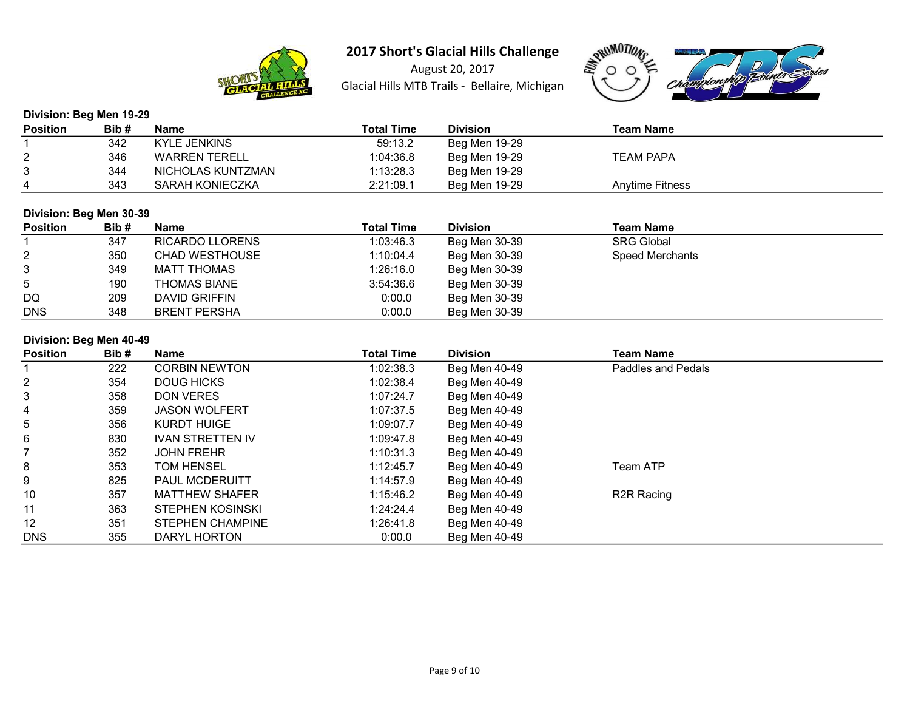# 2017 Short's Glacial Hills Challenge

August 20, 2017

Glacial Hills MTB Trails - Bellaire, Michigan

**Division: Beg Men 19-29**

| Position | Bib # | Name | Total Time | Division | Team Name |
|---|---|---|---|---|---|
| 1 | 342 | KYLE JENKINS | 59:13.2 | Beg Men 19-29 | |
| 2 | 346 | WARREN TERELL | 1:04:36.8 | Beg Men 19-29 | TEAM PAPA |
| 3 | 344 | NICHOLAS KUNTZMAN | 1:13:28.3 | Beg Men 19-29 | |
| 4 | 343 | SARAH KONIECZKA | 2:21:09.1 | Beg Men 19-29 | Anytime Fitness |

**Division: Beg Men 30-39**

| Position | Bib # | Name | Total Time | Division | Team Name |
|---|---|---|---|---|---|
| 1 | 347 | RICARDO LLORENS | 1:03:46.3 | Beg Men 30-39 | SRG Global |
| 2 | 350 | CHAD WESTHOUSE | 1:10:04.4 | Beg Men 30-39 | Speed Merchants |
| 3 | 349 | MATT THOMAS | 1:26:16.0 | Beg Men 30-39 | |
| 5 | 190 | THOMAS BIANE | 3:54:36.6 | Beg Men 30-39 | |
| DQ | 209 | DAVID GRIFFIN | 0:00.0 | Beg Men 30-39 | |
| DNS | 348 | BRENT PERSHA | 0:00.0 | Beg Men 30-39 | |

**Division: Beg Men 40-49**

| Position | Bib # | Name | Total Time | Division | Team Name |
|---|---|---|---|---|---|
| 1 | 222 | CORBIN NEWTON | 1:02:38.3 | Beg Men 40-49 | Paddles and Pedals |
| 2 | 354 | DOUG HICKS | 1:02:38.4 | Beg Men 40-49 | |
| 3 | 358 | DON VERES | 1:07:24.7 | Beg Men 40-49 | |
| 4 | 359 | JASON WOLFERT | 1:07:37.5 | Beg Men 40-49 | |
| 5 | 356 | KURDT HUIGE | 1:09:07.7 | Beg Men 40-49 | |
| 6 | 830 | IVAN STRETTEN IV | 1:09:47.8 | Beg Men 40-49 | |
| 7 | 352 | JOHN FREHR | 1:10:31.3 | Beg Men 40-49 | |
| 8 | 353 | TOM HENSEL | 1:12:45.7 | Beg Men 40-49 | Team ATP |
| 9 | 825 | PAUL MCDERUITT | 1:14:57.9 | Beg Men 40-49 | |
| 10 | 357 | MATTHEW SHAFER | 1:15:46.2 | Beg Men 40-49 | R2R Racing |
| 11 | 363 | STEPHEN KOSINSKI | 1:24:24.4 | Beg Men 40-49 | |
| 12 | 351 | STEPHEN CHAMPINE | 1:26:41.8 | Beg Men 40-49 | |
| DNS | 355 | DARYL HORTON | 0:00.0 | Beg Men 40-49 | |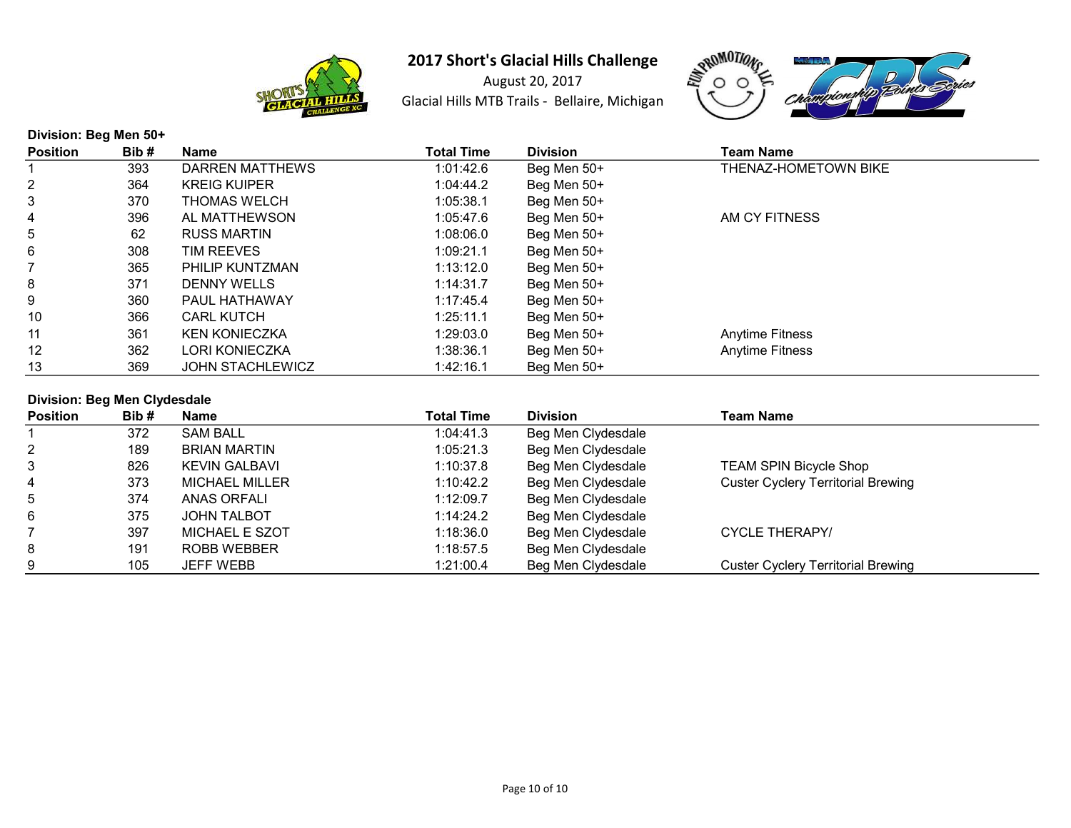## 2017 Short's Glacial Hills Challenge

August 20, 2017

Glacial Hills MTB Trails - Bellaire, Michigan

### Division: Beg Men 50+

| Position | Bib # | Name | Total Time | Division | Team Name |
|---|---|---|---|---|---|
| 1 | 393 | DARREN MATTHEWS | 1:01:42.6 | Beg Men 50+ | THENAZ-HOMETOWN BIKE |
| 2 | 364 | KREIG KUIPER | 1:04:44.2 | Beg Men 50+ | |
| 3 | 370 | THOMAS WELCH | 1:05:38.1 | Beg Men 50+ | |
| 4 | 396 | AL MATTHEWSON | 1:05:47.6 | Beg Men 50+ | AM CY FITNESS |
| 5 | 62 | RUSS MARTIN | 1:08:06.0 | Beg Men 50+ | |
| 6 | 308 | TIM REEVES | 1:09:21.1 | Beg Men 50+ | |
| 7 | 365 | PHILIP KUNTZMAN | 1:13:12.0 | Beg Men 50+ | |
| 8 | 371 | DENNY WELLS | 1:14:31.7 | Beg Men 50+ | |
| 9 | 360 | PAUL HATHAWAY | 1:17:45.4 | Beg Men 50+ | |
| 10 | 366 | CARL KUTCH | 1:25:11.1 | Beg Men 50+ | |
| 11 | 361 | KEN KONIECZKA | 1:29:03.0 | Beg Men 50+ | Anytime Fitness |
| 12 | 362 | LORI KONIECZKA | 1:38:36.1 | Beg Men 50+ | Anytime Fitness |
| 13 | 369 | JOHN STACHLEWICZ | 1:42:16.1 | Beg Men 50+ | |

### Division: Beg Men Clydesdale

| Position | Bib # | Name | Total Time | Division | Team Name |
|---|---|---|---|---|---|
| 1 | 372 | SAM BALL | 1:04:41.3 | Beg Men Clydesdale | |
| 2 | 189 | BRIAN MARTIN | 1:05:21.3 | Beg Men Clydesdale | |
| 3 | 826 | KEVIN GALBAVI | 1:10:37.8 | Beg Men Clydesdale | TEAM SPIN Bicycle Shop |
| 4 | 373 | MICHAEL MILLER | 1:10:42.2 | Beg Men Clydesdale | Custer Cyclery Territorial Brewing |
| 5 | 374 | ANAS ORFALI | 1:12:09.7 | Beg Men Clydesdale | |
| 6 | 375 | JOHN TALBOT | 1:14:24.2 | Beg Men Clydesdale | |
| 7 | 397 | MICHAEL E SZOT | 1:18:36.0 | Beg Men Clydesdale | CYCLE THERAPY/ |
| 8 | 191 | ROBB WEBBER | 1:18:57.5 | Beg Men Clydesdale | |
| 9 | 105 | JEFF WEBB | 1:21:00.4 | Beg Men Clydesdale | Custer Cyclery Territorial Brewing |